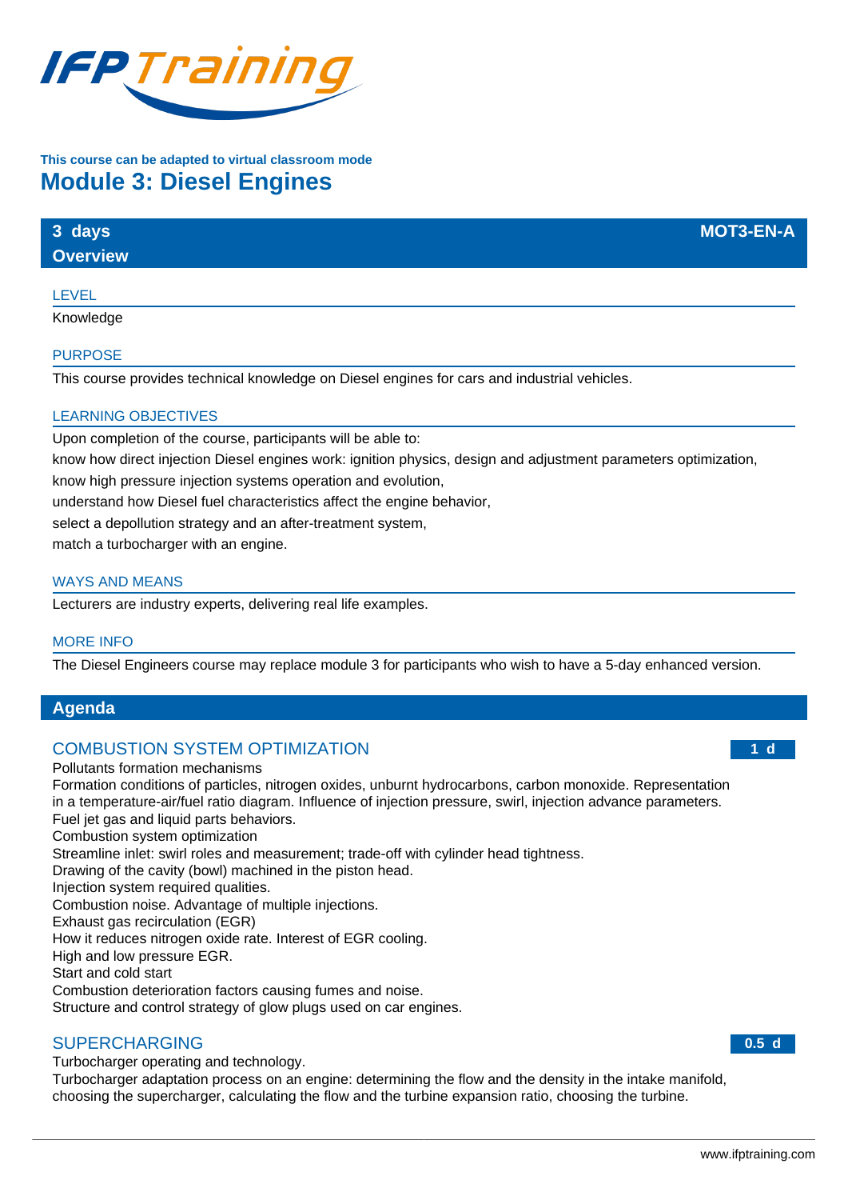This course can be adapted to virtual classroom mode

# Module 3: Diesel Engines

**3 days** | **MOT3-EN-A**

## Overview

### LEVEL

Knowledge

### PURPOSE

This course provides technical knowledge on Diesel engines for cars and industrial vehicles.

### LEARNING OBJECTIVES

Upon completion of the course, participants will be able to:

know how direct injection Diesel engines work: ignition physics, design and adjustment parameters optimization,

know high pressure injection systems operation and evolution,

understand how Diesel fuel characteristics affect the engine behavior,

select a depollution strategy and an after-treatment system,

match a turbocharger with an engine.

### WAYS AND MEANS

Lecturers are industry experts, delivering real life examples.

### MORE INFO

The Diesel Engineers course may replace module 3 for participants who wish to have a 5-day enhanced version.

## Agenda

### COMBUSTION SYSTEM OPTIMIZATION — 1 d

Pollutants formation mechanisms
Formation conditions of particles, nitrogen oxides, unburnt hydrocarbons, carbon monoxide. Representation in a temperature-air/fuel ratio diagram. Influence of injection pressure, swirl, injection advance parameters.
Fuel jet gas and liquid parts behaviors.
Combustion system optimization
Streamline inlet: swirl roles and measurement; trade-off with cylinder head tightness.
Drawing of the cavity (bowl) machined in the piston head.
Injection system required qualities.
Combustion noise. Advantage of multiple injections.
Exhaust gas recirculation (EGR)
How it reduces nitrogen oxide rate. Interest of EGR cooling.
High and low pressure EGR.
Start and cold start
Combustion deterioration factors causing fumes and noise.
Structure and control strategy of glow plugs used on car engines.

### SUPERCHARGING — 0.5 d

Turbocharger operating and technology.
Turbocharger adaptation process on an engine: determining the flow and the density in the intake manifold, choosing the supercharger, calculating the flow and the turbine expansion ratio, choosing the turbine.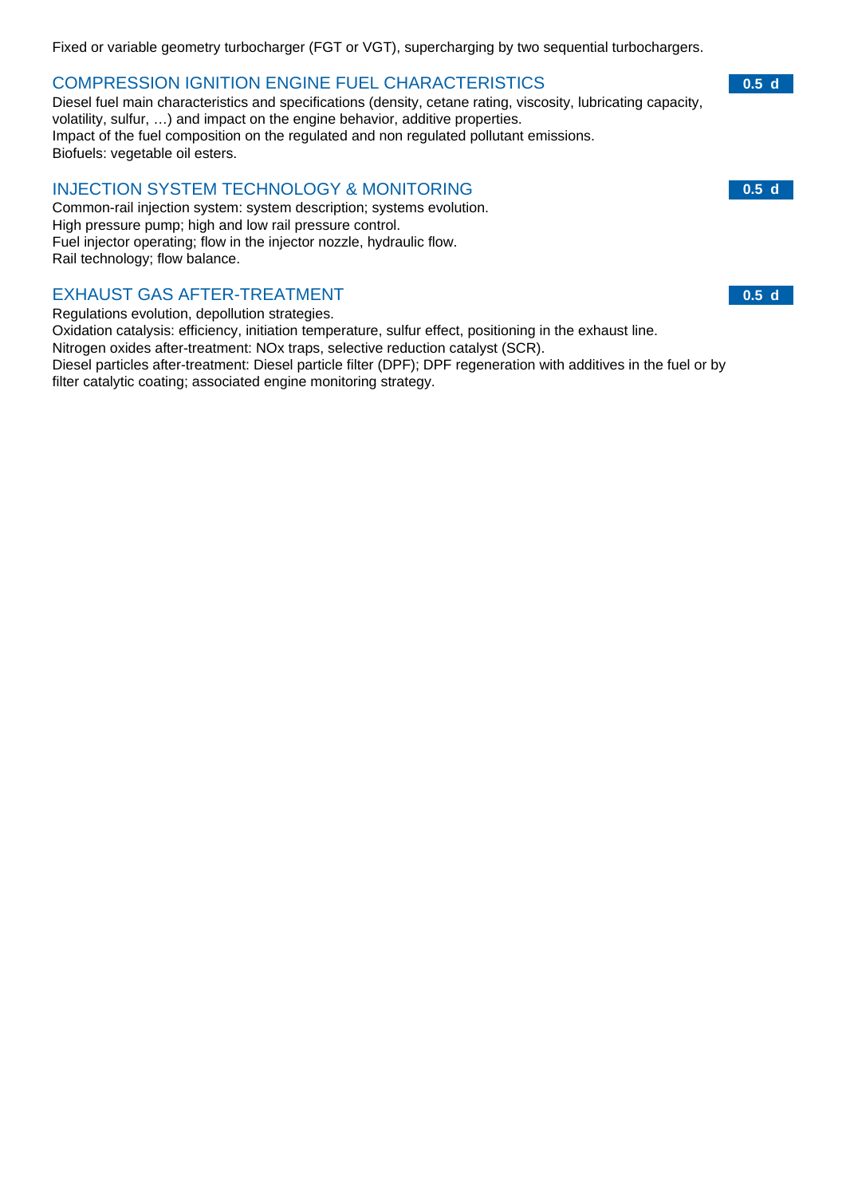Fixed or variable geometry turbocharger (FGT or VGT), supercharging by two sequential turbochargers.

## COMPRESSION IGNITION ENGINE FUEL CHARACTERISTICS

**0.5 d**

Diesel fuel main characteristics and specifications (density, cetane rating, viscosity, lubricating capacity, volatility, sulfur, …) and impact on the engine behavior, additive properties.
Impact of the fuel composition on the regulated and non regulated pollutant emissions.
Biofuels: vegetable oil esters.

## INJECTION SYSTEM TECHNOLOGY & MONITORING

**0.5 d**

Common-rail injection system: system description; systems evolution.
High pressure pump; high and low rail pressure control.
Fuel injector operating; flow in the injector nozzle, hydraulic flow.
Rail technology; flow balance.

## EXHAUST GAS AFTER-TREATMENT

**0.5 d**

Regulations evolution, depollution strategies.
Oxidation catalysis: efficiency, initiation temperature, sulfur effect, positioning in the exhaust line.
Nitrogen oxides after-treatment: NOx traps, selective reduction catalyst (SCR).
Diesel particles after-treatment: Diesel particle filter (DPF); DPF regeneration with additives in the fuel or by filter catalytic coating; associated engine monitoring strategy.